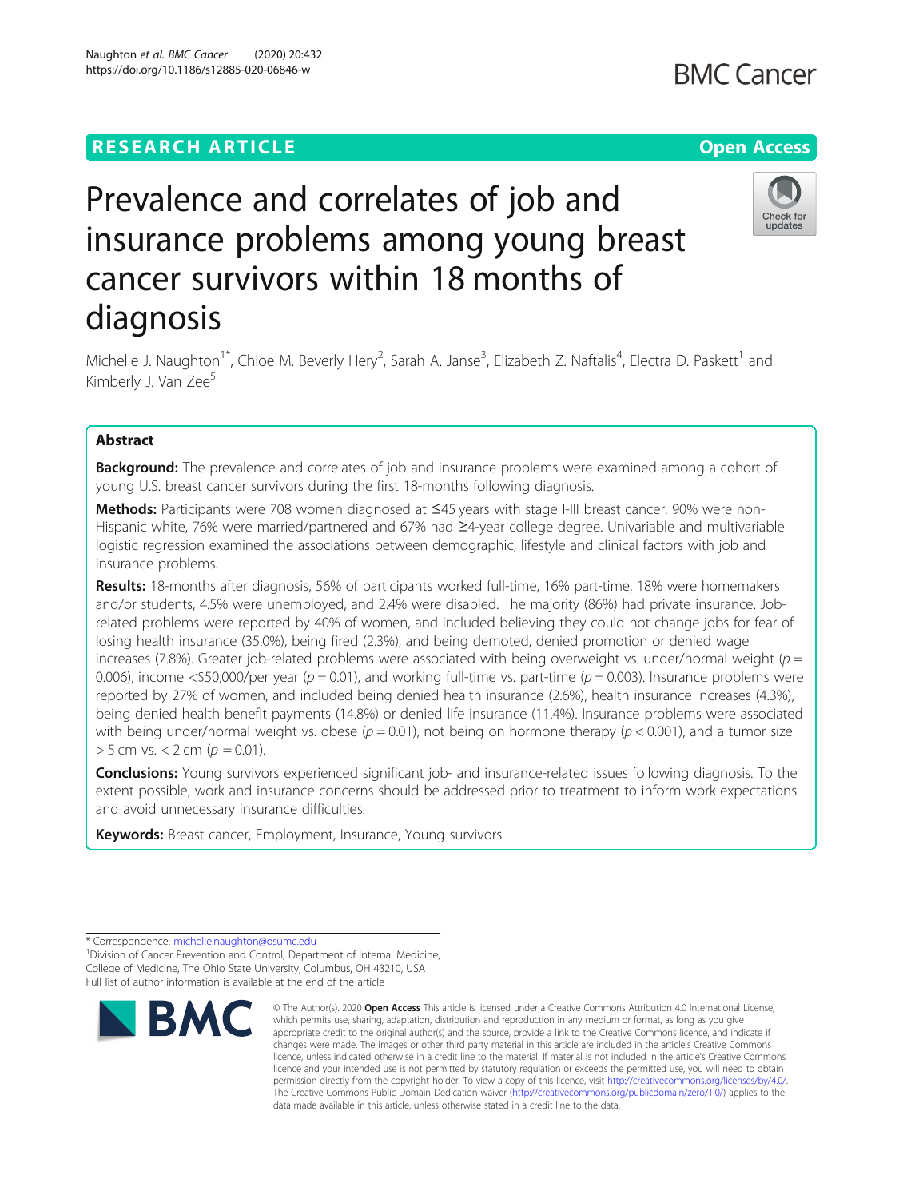RESEARCH ARTICLE

Open Access

# Prevalence and correlates of job and insurance problems among young breast cancer survivors within 18 months of diagnosis

Michelle J. Naughton[1*], Chloe M. Beverly Hery[2], Sarah A. Janse[3], Elizabeth Z. Naftalis[4], Electra D. Paskett[1] and Kimberly J. Van Zee[5]

## Abstract

**Background:** The prevalence and correlates of job and insurance problems were examined among a cohort of young U.S. breast cancer survivors during the first 18-months following diagnosis.

**Methods:** Participants were 708 women diagnosed at ≤45 years with stage I-III breast cancer. 90% were non-Hispanic white, 76% were married/partnered and 67% had ≥4-year college degree. Univariable and multivariable logistic regression examined the associations between demographic, lifestyle and clinical factors with job and insurance problems.

**Results:** 18-months after diagnosis, 56% of participants worked full-time, 16% part-time, 18% were homemakers and/or students, 4.5% were unemployed, and 2.4% were disabled. The majority (86%) had private insurance. Job-related problems were reported by 40% of women, and included believing they could not change jobs for fear of losing health insurance (35.0%), being fired (2.3%), and being demoted, denied promotion or denied wage increases (7.8%). Greater job-related problems were associated with being overweight vs. under/normal weight ($p = 0.006$), income <$50,000/per year ($p = 0.01$), and working full-time vs. part-time ($p = 0.003$). Insurance problems were reported by 27% of women, and included being denied health insurance (2.6%), health insurance increases (4.3%), being denied health benefit payments (14.8%) or denied life insurance (11.4%). Insurance problems were associated with being under/normal weight vs. obese ($p = 0.01$), not being on hormone therapy ($p < 0.001$), and a tumor size > 5 cm vs. < 2 cm ($p = 0.01$).

**Conclusions:** Young survivors experienced significant job- and insurance-related issues following diagnosis. To the extent possible, work and insurance concerns should be addressed prior to treatment to inform work expectations and avoid unnecessary insurance difficulties.

**Keywords:** Breast cancer, Employment, Insurance, Young survivors

---

* Correspondence: michelle.naughton@osumc.edu

[1]Division of Cancer Prevention and Control, Department of Internal Medicine, College of Medicine, The Ohio State University, Columbus, OH 43210, USA

Full list of author information is available at the end of the article

© The Author(s). 2020 **Open Access** This article is licensed under a Creative Commons Attribution 4.0 International License, which permits use, sharing, adaptation, distribution and reproduction in any medium or format, as long as you give appropriate credit to the original author(s) and the source, provide a link to the Creative Commons licence, and indicate if changes were made. The images or other third party material in this article are included in the article's Creative Commons licence, unless indicated otherwise in a credit line to the material. If material is not included in the article's Creative Commons licence and your intended use is not permitted by statutory regulation or exceeds the permitted use, you will need to obtain permission directly from the copyright holder. To view a copy of this licence, visit http://creativecommons.org/licenses/by/4.0/. The Creative Commons Public Domain Dedication waiver (http://creativecommons.org/publicdomain/zero/1.0/) applies to the data made available in this article, unless otherwise stated in a credit line to the data.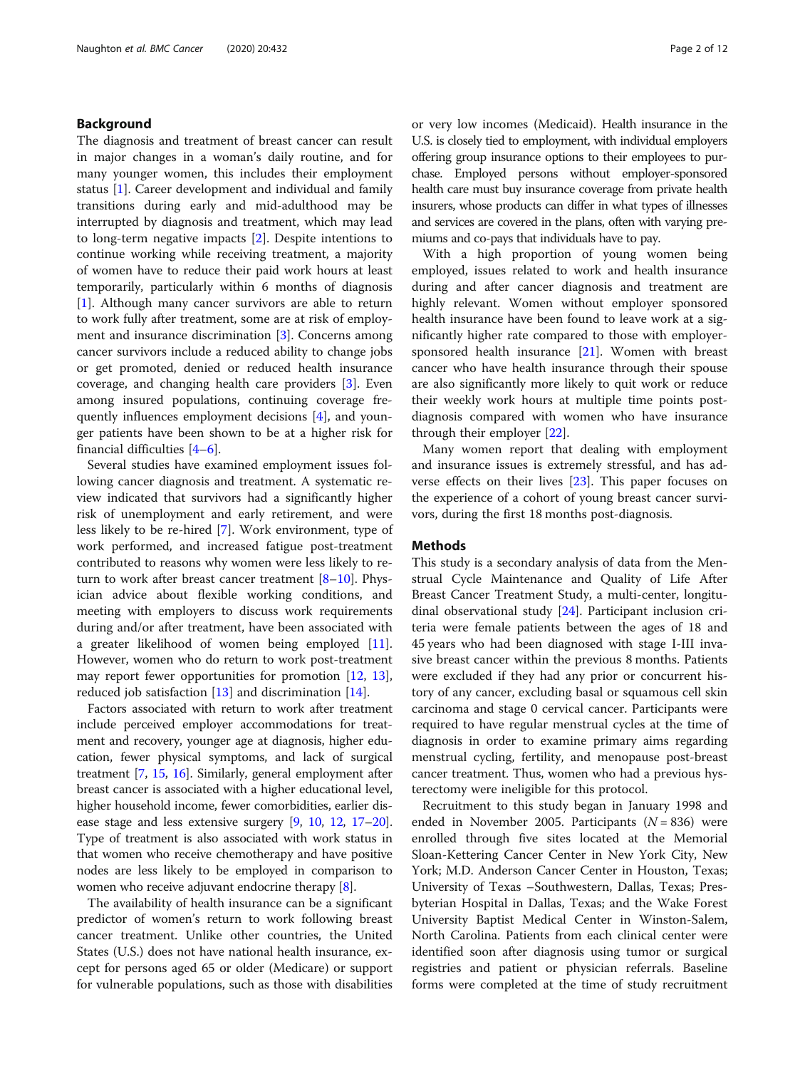## Background

The diagnosis and treatment of breast cancer can result in major changes in a woman's daily routine, and for many younger women, this includes their employment status [1]. Career development and individual and family transitions during early and mid-adulthood may be interrupted by diagnosis and treatment, which may lead to long-term negative impacts [2]. Despite intentions to continue working while receiving treatment, a majority of women have to reduce their paid work hours at least temporarily, particularly within 6 months of diagnosis [1]. Although many cancer survivors are able to return to work fully after treatment, some are at risk of employment and insurance discrimination [3]. Concerns among cancer survivors include a reduced ability to change jobs or get promoted, denied or reduced health insurance coverage, and changing health care providers [3]. Even among insured populations, continuing coverage frequently influences employment decisions [4], and younger patients have been shown to be at a higher risk for financial difficulties [4–6].

Several studies have examined employment issues following cancer diagnosis and treatment. A systematic review indicated that survivors had a significantly higher risk of unemployment and early retirement, and were less likely to be re-hired [7]. Work environment, type of work performed, and increased fatigue post-treatment contributed to reasons why women were less likely to return to work after breast cancer treatment [8–10]. Physician advice about flexible working conditions, and meeting with employers to discuss work requirements during and/or after treatment, have been associated with a greater likelihood of women being employed [11]. However, women who do return to work post-treatment may report fewer opportunities for promotion [12, 13], reduced job satisfaction [13] and discrimination [14].

Factors associated with return to work after treatment include perceived employer accommodations for treatment and recovery, younger age at diagnosis, higher education, fewer physical symptoms, and lack of surgical treatment [7, 15, 16]. Similarly, general employment after breast cancer is associated with a higher educational level, higher household income, fewer comorbidities, earlier disease stage and less extensive surgery [9, 10, 12, 17–20]. Type of treatment is also associated with work status in that women who receive chemotherapy and have positive nodes are less likely to be employed in comparison to women who receive adjuvant endocrine therapy [8].

The availability of health insurance can be a significant predictor of women's return to work following breast cancer treatment. Unlike other countries, the United States (U.S.) does not have national health insurance, except for persons aged 65 or older (Medicare) or support for vulnerable populations, such as those with disabilities or very low incomes (Medicaid). Health insurance in the U.S. is closely tied to employment, with individual employers offering group insurance options to their employees to purchase. Employed persons without employer-sponsored health care must buy insurance coverage from private health insurers, whose products can differ in what types of illnesses and services are covered in the plans, often with varying premiums and co-pays that individuals have to pay.

With a high proportion of young women being employed, issues related to work and health insurance during and after cancer diagnosis and treatment are highly relevant. Women without employer sponsored health insurance have been found to leave work at a significantly higher rate compared to those with employer-sponsored health insurance [21]. Women with breast cancer who have health insurance through their spouse are also significantly more likely to quit work or reduce their weekly work hours at multiple time points post-diagnosis compared with women who have insurance through their employer [22].

Many women report that dealing with employment and insurance issues is extremely stressful, and has adverse effects on their lives [23]. This paper focuses on the experience of a cohort of young breast cancer survivors, during the first 18 months post-diagnosis.

## Methods

This study is a secondary analysis of data from the Menstrual Cycle Maintenance and Quality of Life After Breast Cancer Treatment Study, a multi-center, longitudinal observational study [24]. Participant inclusion criteria were female patients between the ages of 18 and 45 years who had been diagnosed with stage I-III invasive breast cancer within the previous 8 months. Patients were excluded if they had any prior or concurrent history of any cancer, excluding basal or squamous cell skin carcinoma and stage 0 cervical cancer. Participants were required to have regular menstrual cycles at the time of diagnosis in order to examine primary aims regarding menstrual cycling, fertility, and menopause post-breast cancer treatment. Thus, women who had a previous hysterectomy were ineligible for this protocol.

Recruitment to this study began in January 1998 and ended in November 2005. Participants ($N = 836$) were enrolled through five sites located at the Memorial Sloan-Kettering Cancer Center in New York City, New York; M.D. Anderson Cancer Center in Houston, Texas; University of Texas –Southwestern, Dallas, Texas; Presbyterian Hospital in Dallas, Texas; and the Wake Forest University Baptist Medical Center in Winston-Salem, North Carolina. Patients from each clinical center were identified soon after diagnosis using tumor or surgical registries and patient or physician referrals. Baseline forms were completed at the time of study recruitment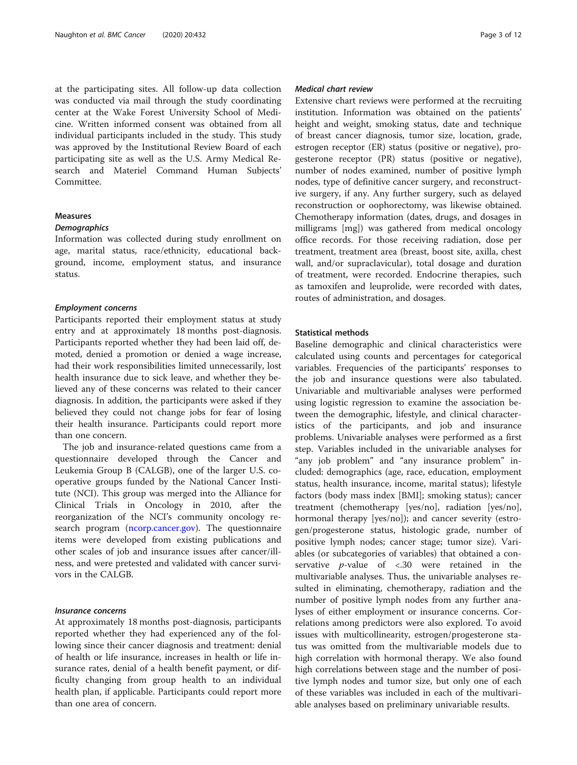at the participating sites. All follow-up data collection was conducted via mail through the study coordinating center at the Wake Forest University School of Medicine. Written informed consent was obtained from all individual participants included in the study. This study was approved by the Institutional Review Board of each participating site as well as the U.S. Army Medical Research and Materiel Command Human Subjects' Committee.

## Measures

### Demographics

Information was collected during study enrollment on age, marital status, race/ethnicity, educational background, income, employment status, and insurance status.

### Employment concerns

Participants reported their employment status at study entry and at approximately 18 months post-diagnosis. Participants reported whether they had been laid off, demoted, denied a promotion or denied a wage increase, had their work responsibilities limited unnecessarily, lost health insurance due to sick leave, and whether they believed any of these concerns was related to their cancer diagnosis. In addition, the participants were asked if they believed they could not change jobs for fear of losing their health insurance. Participants could report more than one concern.

The job and insurance-related questions came from a questionnaire developed through the Cancer and Leukemia Group B (CALGB), one of the larger U.S. cooperative groups funded by the National Cancer Institute (NCI). This group was merged into the Alliance for Clinical Trials in Oncology in 2010, after the reorganization of the NCI's community oncology research program (ncorp.cancer.gov). The questionnaire items were developed from existing publications and other scales of job and insurance issues after cancer/illness, and were pretested and validated with cancer survivors in the CALGB.

### Insurance concerns

At approximately 18 months post-diagnosis, participants reported whether they had experienced any of the following since their cancer diagnosis and treatment: denial of health or life insurance, increases in health or life insurance rates, denial of a health benefit payment, or difficulty changing from group health to an individual health plan, if applicable. Participants could report more than one area of concern.

### Medical chart review

Extensive chart reviews were performed at the recruiting institution. Information was obtained on the patients' height and weight, smoking status, date and technique of breast cancer diagnosis, tumor size, location, grade, estrogen receptor (ER) status (positive or negative), progesterone receptor (PR) status (positive or negative), number of nodes examined, number of positive lymph nodes, type of definitive cancer surgery, and reconstructive surgery, if any. Any further surgery, such as delayed reconstruction or oophorectomy, was likewise obtained. Chemotherapy information (dates, drugs, and dosages in milligrams [mg]) was gathered from medical oncology office records. For those receiving radiation, dose per treatment, treatment area (breast, boost site, axilla, chest wall, and/or supraclavicular), total dosage and duration of treatment, were recorded. Endocrine therapies, such as tamoxifen and leuprolide, were recorded with dates, routes of administration, and dosages.

## Statistical methods

Baseline demographic and clinical characteristics were calculated using counts and percentages for categorical variables. Frequencies of the participants' responses to the job and insurance questions were also tabulated. Univariable and multivariable analyses were performed using logistic regression to examine the association between the demographic, lifestyle, and clinical characteristics of the participants, and job and insurance problems. Univariable analyses were performed as a first step. Variables included in the univariable analyses for "any job problem" and "any insurance problem" included: demographics (age, race, education, employment status, health insurance, income, marital status); lifestyle factors (body mass index [BMI]; smoking status); cancer treatment (chemotherapy [yes/no], radiation [yes/no], hormonal therapy [yes/no]); and cancer severity (estrogen/progesterone status, histologic grade, number of positive lymph nodes; cancer stage; tumor size). Variables (or subcategories of variables) that obtained a conservative $p$-value of <.30 were retained in the multivariable analyses. Thus, the univariable analyses resulted in eliminating, chemotherapy, radiation and the number of positive lymph nodes from any further analyses of either employment or insurance concerns. Correlations among predictors were also explored. To avoid issues with multicollinearity, estrogen/progesterone status was omitted from the multivariable models due to high correlation with hormonal therapy. We also found high correlations between stage and the number of positive lymph nodes and tumor size, but only one of each of these variables was included in each of the multivariable analyses based on preliminary univariable results.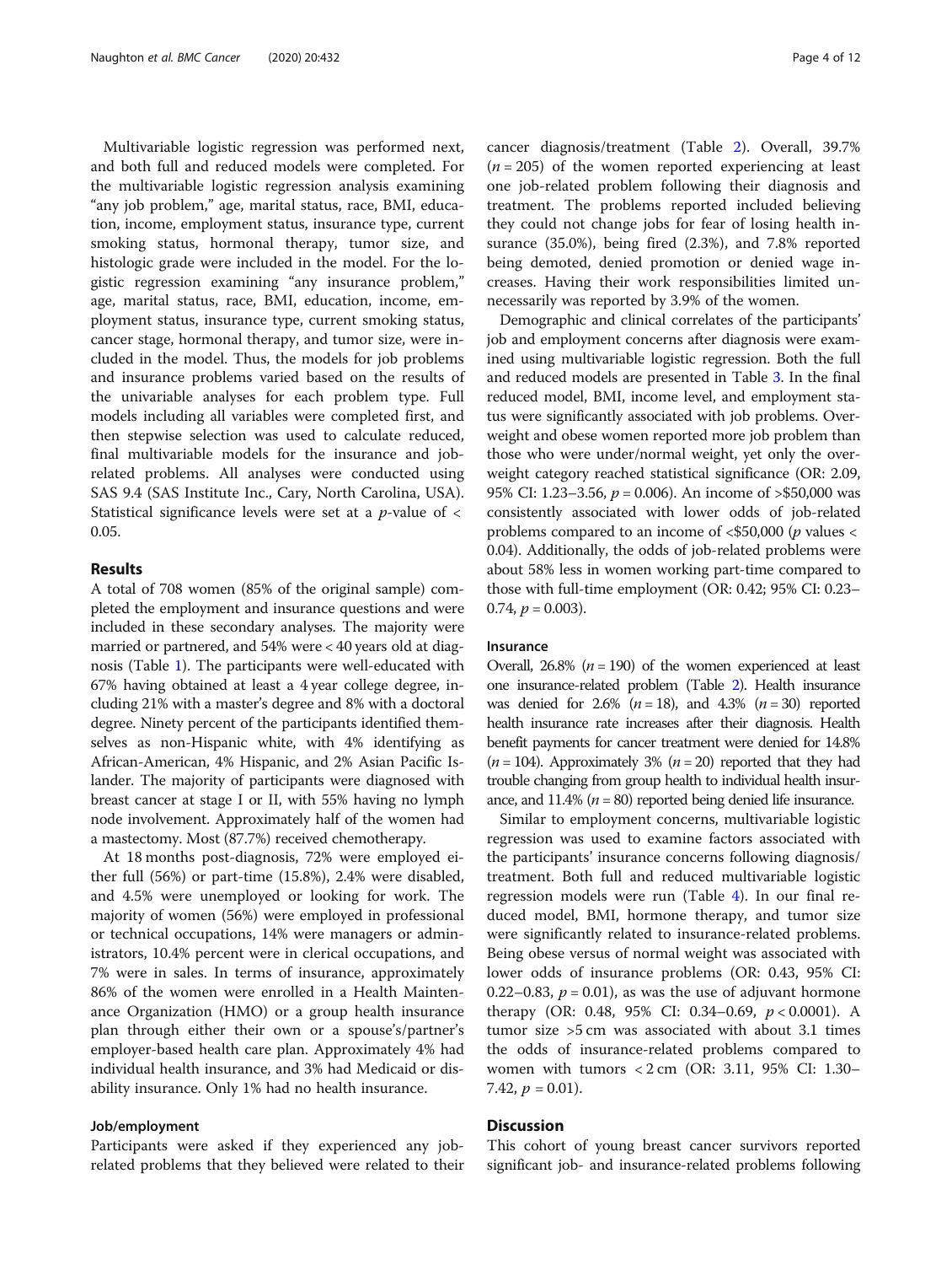Multivariable logistic regression was performed next, and both full and reduced models were completed. For the multivariable logistic regression analysis examining "any job problem," age, marital status, race, BMI, education, income, employment status, insurance type, current smoking status, hormonal therapy, tumor size, and histologic grade were included in the model. For the logistic regression examining "any insurance problem," age, marital status, race, BMI, education, income, employment status, insurance type, current smoking status, cancer stage, hormonal therapy, and tumor size, were included in the model. Thus, the models for job problems and insurance problems varied based on the results of the univariable analyses for each problem type. Full models including all variables were completed first, and then stepwise selection was used to calculate reduced, final multivariable models for the insurance and job-related problems. All analyses were conducted using SAS 9.4 (SAS Institute Inc., Cary, North Carolina, USA). Statistical significance levels were set at a $p$-value of < 0.05.

## Results

A total of 708 women (85% of the original sample) completed the employment and insurance questions and were included in these secondary analyses. The majority were married or partnered, and 54% were < 40 years old at diagnosis (Table 1). The participants were well-educated with 67% having obtained at least a 4 year college degree, including 21% with a master's degree and 8% with a doctoral degree. Ninety percent of the participants identified themselves as non-Hispanic white, with 4% identifying as African-American, 4% Hispanic, and 2% Asian Pacific Islander. The majority of participants were diagnosed with breast cancer at stage I or II, with 55% having no lymph node involvement. Approximately half of the women had a mastectomy. Most (87.7%) received chemotherapy.

At 18 months post-diagnosis, 72% were employed either full (56%) or part-time (15.8%), 2.4% were disabled, and 4.5% were unemployed or looking for work. The majority of women (56%) were employed in professional or technical occupations, 14% were managers or administrators, 10.4% percent were in clerical occupations, and 7% were in sales. In terms of insurance, approximately 86% of the women were enrolled in a Health Maintenance Organization (HMO) or a group health insurance plan through either their own or a spouse's/partner's employer-based health care plan. Approximately 4% had individual health insurance, and 3% had Medicaid or disability insurance. Only 1% had no health insurance.

### Job/employment

Participants were asked if they experienced any job-related problems that they believed were related to their cancer diagnosis/treatment (Table 2). Overall, 39.7% ($n = 205$) of the women reported experiencing at least one job-related problem following their diagnosis and treatment. The problems reported included believing they could not change jobs for fear of losing health insurance (35.0%), being fired (2.3%), and 7.8% reported being demoted, denied promotion or denied wage increases. Having their work responsibilities limited unnecessarily was reported by 3.9% of the women.

Demographic and clinical correlates of the participants' job and employment concerns after diagnosis were examined using multivariable logistic regression. Both the full and reduced models are presented in Table 3. In the final reduced model, BMI, income level, and employment status were significantly associated with job problems. Overweight and obese women reported more job problem than those who were under/normal weight, yet only the overweight category reached statistical significance (OR: 2.09, 95% CI: 1.23–3.56, $p = 0.006$). An income of >$50,000 was consistently associated with lower odds of job-related problems compared to an income of <$50,000 ($p$ values < 0.04). Additionally, the odds of job-related problems were about 58% less in women working part-time compared to those with full-time employment (OR: 0.42; 95% CI: 0.23–0.74, $p = 0.003$).

### Insurance

Overall, 26.8% ($n = 190$) of the women experienced at least one insurance-related problem (Table 2). Health insurance was denied for 2.6% ($n = 18$), and 4.3% ($n = 30$) reported health insurance rate increases after their diagnosis. Health benefit payments for cancer treatment were denied for 14.8% ($n = 104$). Approximately 3% ($n = 20$) reported that they had trouble changing from group health to individual health insurance, and 11.4% ($n = 80$) reported being denied life insurance.

Similar to employment concerns, multivariable logistic regression was used to examine factors associated with the participants' insurance concerns following diagnosis/treatment. Both full and reduced multivariable logistic regression models were run (Table 4). In our final reduced model, BMI, hormone therapy, and tumor size were significantly related to insurance-related problems. Being obese versus of normal weight was associated with lower odds of insurance problems (OR: 0.43, 95% CI: 0.22–0.83, $p = 0.01$), as was the use of adjuvant hormone therapy (OR: 0.48, 95% CI: 0.34–0.69, $p < 0.0001$). A tumor size >5 cm was associated with about 3.1 times the odds of insurance-related problems compared to women with tumors < 2 cm (OR: 3.11, 95% CI: 1.30–7.42, $p = 0.01$).

## Discussion

This cohort of young breast cancer survivors reported significant job- and insurance-related problems following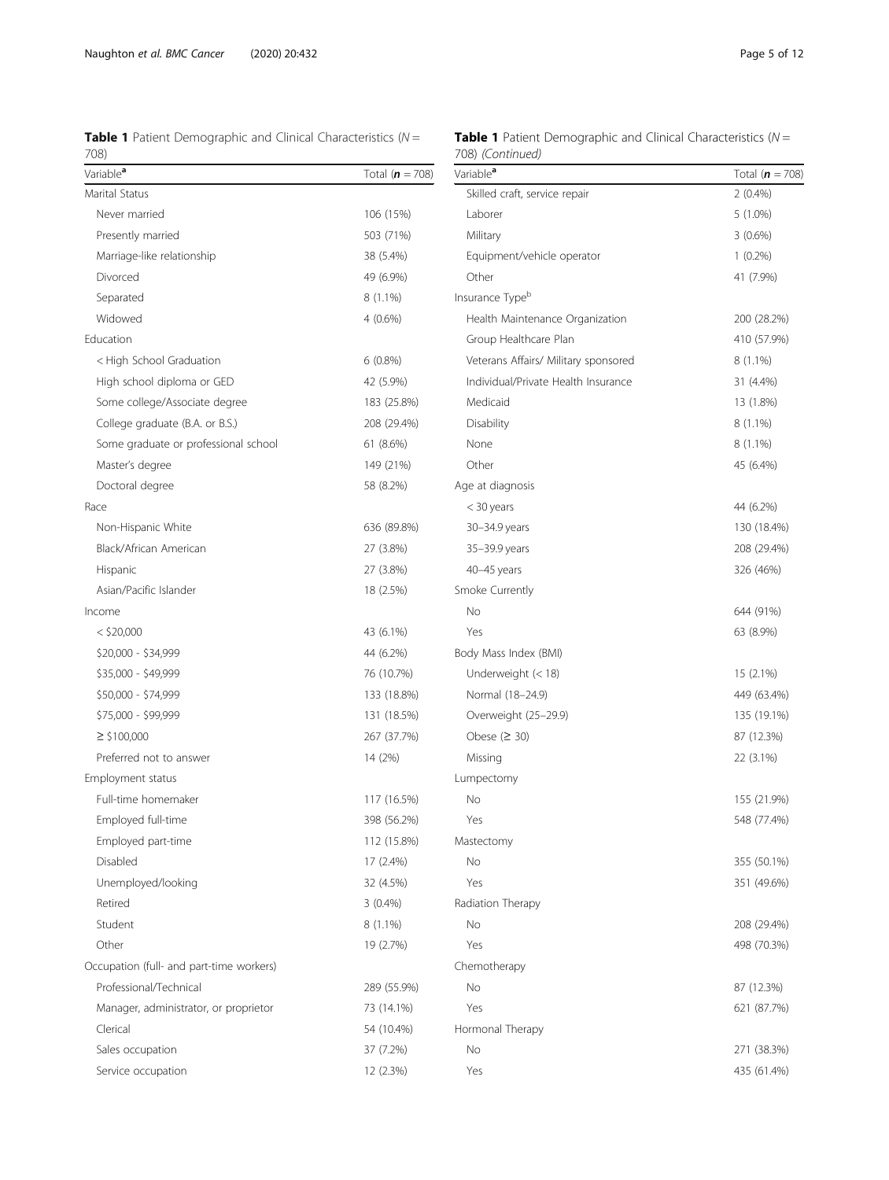**Table 1** Patient Demographic and Clinical Characteristics ($N = 708$)

| Variable[a] | Total ($n = 708$) |
|---|---|
| Marital Status | |
| Never married | 106 (15%) |
| Presently married | 503 (71%) |
| Marriage-like relationship | 38 (5.4%) |
| Divorced | 49 (6.9%) |
| Separated | 8 (1.1%) |
| Widowed | 4 (0.6%) |
| Education | |
| < High School Graduation | 6 (0.8%) |
| High school diploma or GED | 42 (5.9%) |
| Some college/Associate degree | 183 (25.8%) |
| College graduate (B.A. or B.S.) | 208 (29.4%) |
| Some graduate or professional school | 61 (8.6%) |
| Master's degree | 149 (21%) |
| Doctoral degree | 58 (8.2%) |
| Race | |
| Non-Hispanic White | 636 (89.8%) |
| Black/African American | 27 (3.8%) |
| Hispanic | 27 (3.8%) |
| Asian/Pacific Islander | 18 (2.5%) |
| Income | |
| < $20,000 | 43 (6.1%) |
| $20,000 - $34,999 | 44 (6.2%) |
| $35,000 - $49,999 | 76 (10.7%) |
| $50,000 - $74,999 | 133 (18.8%) |
| $75,000 - $99,999 | 131 (18.5%) |
| ≥ $100,000 | 267 (37.7%) |
| Preferred not to answer | 14 (2%) |
| Employment status | |
| Full-time homemaker | 117 (16.5%) |
| Employed full-time | 398 (56.2%) |
| Employed part-time | 112 (15.8%) |
| Disabled | 17 (2.4%) |
| Unemployed/looking | 32 (4.5%) |
| Retired | 3 (0.4%) |
| Student | 8 (1.1%) |
| Other | 19 (2.7%) |
| Occupation (full- and part-time workers) | |
| Professional/Technical | 289 (55.9%) |
| Manager, administrator, or proprietor | 73 (14.1%) |
| Clerical | 54 (10.4%) |
| Sales occupation | 37 (7.2%) |
| Service occupation | 12 (2.3%) |
| Skilled craft, service repair | 2 (0.4%) |
| Laborer | 5 (1.0%) |
| Military | 3 (0.6%) |
| Equipment/vehicle operator | 1 (0.2%) |
| Other | 41 (7.9%) |
| Insurance Type[b] | |
| Health Maintenance Organization | 200 (28.2%) |
| Group Healthcare Plan | 410 (57.9%) |
| Veterans Affairs/ Military sponsored | 8 (1.1%) |
| Individual/Private Health Insurance | 31 (4.4%) |
| Medicaid | 13 (1.8%) |
| Disability | 8 (1.1%) |
| None | 8 (1.1%) |
| Other | 45 (6.4%) |
| Age at diagnosis | |
| < 30 years | 44 (6.2%) |
| 30–34.9 years | 130 (18.4%) |
| 35–39.9 years | 208 (29.4%) |
| 40–45 years | 326 (46%) |
| Smoke Currently | |
| No | 644 (91%) |
| Yes | 63 (8.9%) |
| Body Mass Index (BMI) | |
| Underweight (< 18) | 15 (2.1%) |
| Normal (18–24.9) | 449 (63.4%) |
| Overweight (25–29.9) | 135 (19.1%) |
| Obese (≥ 30) | 87 (12.3%) |
| Missing | 22 (3.1%) |
| Lumpectomy | |
| No | 155 (21.9%) |
| Yes | 548 (77.4%) |
| Mastectomy | |
| No | 355 (50.1%) |
| Yes | 351 (49.6%) |
| Radiation Therapy | |
| No | 208 (29.4%) |
| Yes | 498 (70.3%) |
| Chemotherapy | |
| No | 87 (12.3%) |
| Yes | 621 (87.7%) |
| Hormonal Therapy | |
| No | 271 (38.3%) |
| Yes | 435 (61.4%) |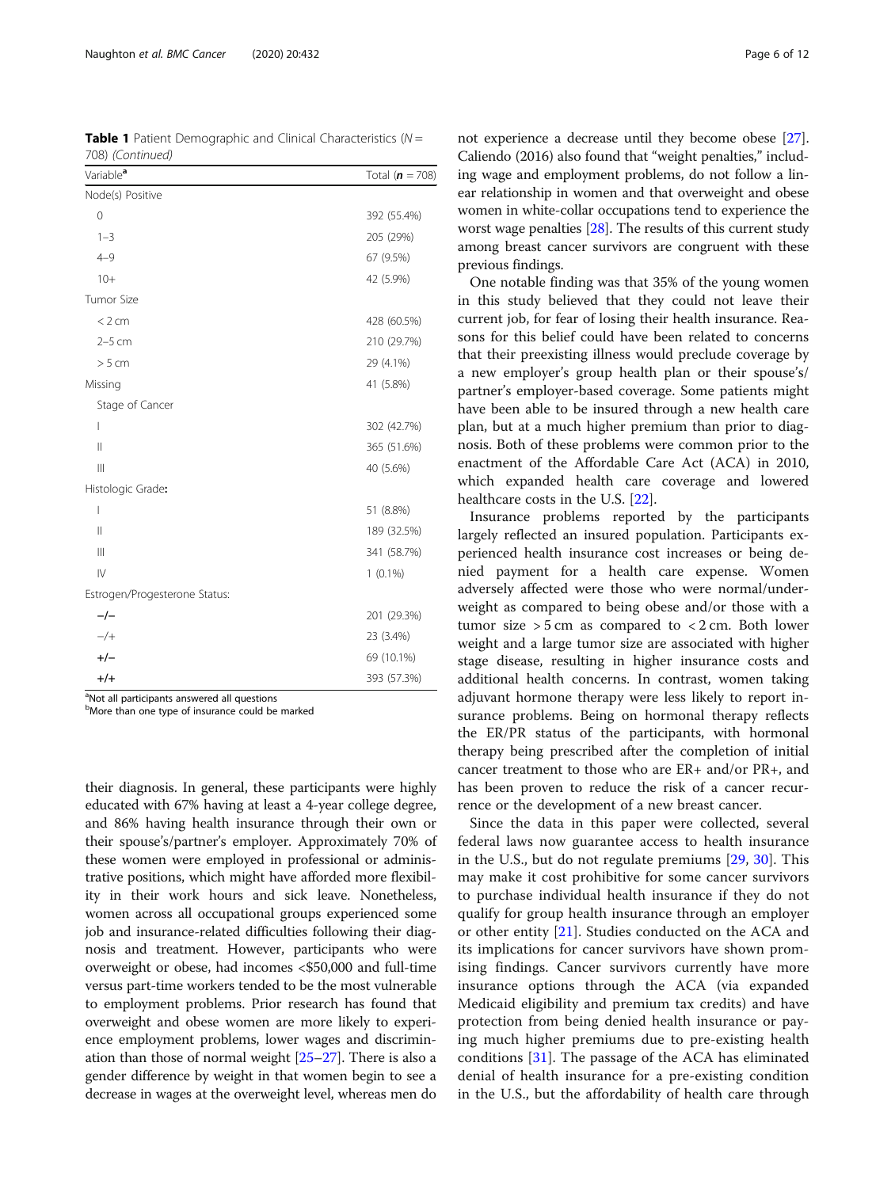**Table 1** Patient Demographic and Clinical Characteristics (N = 708) *(Continued)*

| Variable[a] | Total (**n** = 708) |
|---|---|
| Node(s) Positive | |
| 0 | 392 (55.4%) |
| 1–3 | 205 (29%) |
| 4–9 | 67 (9.5%) |
| 10+ | 42 (5.9%) |
| Tumor Size | |
| < 2 cm | 428 (60.5%) |
| 2–5 cm | 210 (29.7%) |
| > 5 cm | 29 (4.1%) |
| Missing | 41 (5.8%) |
| Stage of Cancer | |
| I | 302 (42.7%) |
| II | 365 (51.6%) |
| III | 40 (5.6%) |
| Histologic Grade**:** | |
| I | 51 (8.8%) |
| II | 189 (32.5%) |
| III | 341 (58.7%) |
| IV | 1 (0.1%) |
| Estrogen/Progesterone Status: | |
| **−/−** | 201 (29.3%) |
| −/+ | 23 (3.4%) |
| **+/−** | 69 (10.1%) |
| **+/+** | 393 (57.3%) |

[a]Not all participants answered all questions
[b]More than one type of insurance could be marked

their diagnosis. In general, these participants were highly educated with 67% having at least a 4-year college degree, and 86% having health insurance through their own or their spouse's/partner's employer. Approximately 70% of these women were employed in professional or administrative positions, which might have afforded more flexibility in their work hours and sick leave. Nonetheless, women across all occupational groups experienced some job and insurance-related difficulties following their diagnosis and treatment. However, participants who were overweight or obese, had incomes <$50,000 and full-time versus part-time workers tended to be the most vulnerable to employment problems. Prior research has found that overweight and obese women are more likely to experience employment problems, lower wages and discrimination than those of normal weight [25–27]. There is also a gender difference by weight in that women begin to see a decrease in wages at the overweight level, whereas men do not experience a decrease until they become obese [27]. Caliendo (2016) also found that "weight penalties," including wage and employment problems, do not follow a linear relationship in women and that overweight and obese women in white-collar occupations tend to experience the worst wage penalties [28]. The results of this current study among breast cancer survivors are congruent with these previous findings.

One notable finding was that 35% of the young women in this study believed that they could not leave their current job, for fear of losing their health insurance. Reasons for this belief could have been related to concerns that their preexisting illness would preclude coverage by a new employer's group health plan or their spouse's/partner's employer-based coverage. Some patients might have been able to be insured through a new health care plan, but at a much higher premium than prior to diagnosis. Both of these problems were common prior to the enactment of the Affordable Care Act (ACA) in 2010, which expanded health care coverage and lowered healthcare costs in the U.S. [22].

Insurance problems reported by the participants largely reflected an insured population. Participants experienced health insurance cost increases or being denied payment for a health care expense. Women adversely affected were those who were normal/underweight as compared to being obese and/or those with a tumor size > 5 cm as compared to < 2 cm. Both lower weight and a large tumor size are associated with higher stage disease, resulting in higher insurance costs and additional health concerns. In contrast, women taking adjuvant hormone therapy were less likely to report insurance problems. Being on hormonal therapy reflects the ER/PR status of the participants, with hormonal therapy being prescribed after the completion of initial cancer treatment to those who are ER+ and/or PR+, and has been proven to reduce the risk of a cancer recurrence or the development of a new breast cancer.

Since the data in this paper were collected, several federal laws now guarantee access to health insurance in the U.S., but do not regulate premiums [29, 30]. This may make it cost prohibitive for some cancer survivors to purchase individual health insurance if they do not qualify for group health insurance through an employer or other entity [21]. Studies conducted on the ACA and its implications for cancer survivors have shown promising findings. Cancer survivors currently have more insurance options through the ACA (via expanded Medicaid eligibility and premium tax credits) and have protection from being denied health insurance or paying much higher premiums due to pre-existing health conditions [31]. The passage of the ACA has eliminated denial of health insurance for a pre-existing condition in the U.S., but the affordability of health care through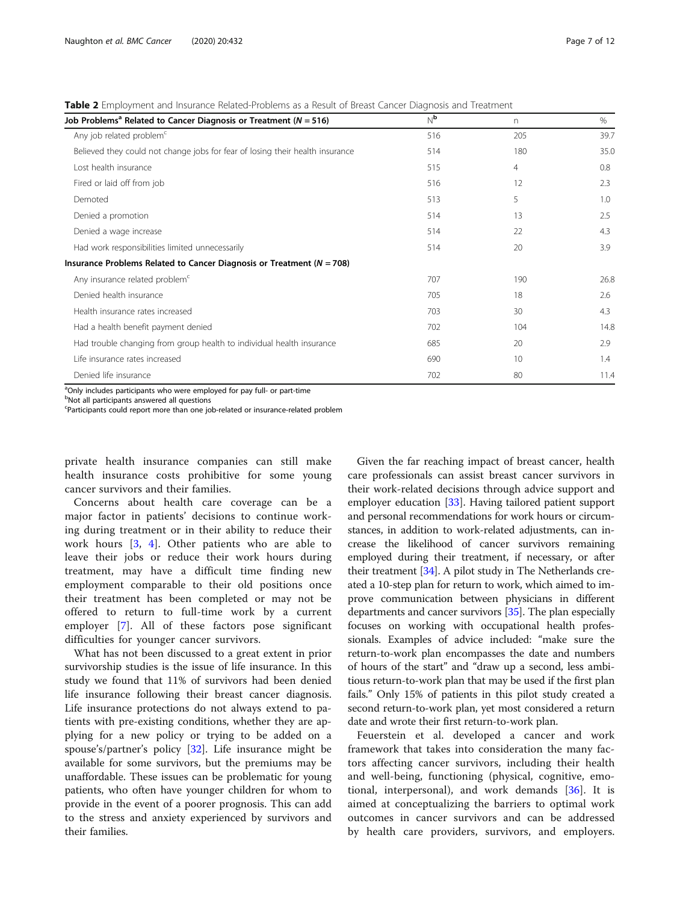**Table 2** Employment and Insurance Related-Problems as a Result of Breast Cancer Diagnosis and Treatment

| Job Problems[a] Related to Cancer Diagnosis or Treatment ($N = 516$) | N[b] | n | % |
|---|---|---|---|
| Any job related problem[c] | 516 | 205 | 39.7 |
| Believed they could not change jobs for fear of losing their health insurance | 514 | 180 | 35.0 |
| Lost health insurance | 515 | 4 | 0.8 |
| Fired or laid off from job | 516 | 12 | 2.3 |
| Demoted | 513 | 5 | 1.0 |
| Denied a promotion | 514 | 13 | 2.5 |
| Denied a wage increase | 514 | 22 | 4.3 |
| Had work responsibilities limited unnecessarily | 514 | 20 | 3.9 |
| **Insurance Problems Related to Cancer Diagnosis or Treatment ($N = 708$)** | | | |
| Any insurance related problem[c] | 707 | 190 | 26.8 |
| Denied health insurance | 705 | 18 | 2.6 |
| Health insurance rates increased | 703 | 30 | 4.3 |
| Had a health benefit payment denied | 702 | 104 | 14.8 |
| Had trouble changing from group health to individual health insurance | 685 | 20 | 2.9 |
| Life insurance rates increased | 690 | 10 | 1.4 |
| Denied life insurance | 702 | 80 | 11.4 |

[a] Only includes participants who were employed for pay full- or part-time
[b] Not all participants answered all questions
[c] Participants could report more than one job-related or insurance-related problem

private health insurance companies can still make health insurance costs prohibitive for some young cancer survivors and their families.

Concerns about health care coverage can be a major factor in patients' decisions to continue working during treatment or in their ability to reduce their work hours [3, 4]. Other patients who are able to leave their jobs or reduce their work hours during treatment, may have a difficult time finding new employment comparable to their old positions once their treatment has been completed or may not be offered to return to full-time work by a current employer [7]. All of these factors pose significant difficulties for younger cancer survivors.

What has not been discussed to a great extent in prior survivorship studies is the issue of life insurance. In this study we found that 11% of survivors had been denied life insurance following their breast cancer diagnosis. Life insurance protections do not always extend to patients with pre-existing conditions, whether they are applying for a new policy or trying to be added on a spouse's/partner's policy [32]. Life insurance might be available for some survivors, but the premiums may be unaffordable. These issues can be problematic for young patients, who often have younger children for whom to provide in the event of a poorer prognosis. This can add to the stress and anxiety experienced by survivors and their families.

Given the far reaching impact of breast cancer, health care professionals can assist breast cancer survivors in their work-related decisions through advice support and employer education [33]. Having tailored patient support and personal recommendations for work hours or circumstances, in addition to work-related adjustments, can increase the likelihood of cancer survivors remaining employed during their treatment, if necessary, or after their treatment [34]. A pilot study in The Netherlands created a 10-step plan for return to work, which aimed to improve communication between physicians in different departments and cancer survivors [35]. The plan especially focuses on working with occupational health professionals. Examples of advice included: "make sure the return-to-work plan encompasses the date and numbers of hours of the start" and "draw up a second, less ambitious return-to-work plan that may be used if the first plan fails." Only 15% of patients in this pilot study created a second return-to-work plan, yet most considered a return date and wrote their first return-to-work plan.

Feuerstein et al. developed a cancer and work framework that takes into consideration the many factors affecting cancer survivors, including their health and well-being, functioning (physical, cognitive, emotional, interpersonal), and work demands [36]. It is aimed at conceptualizing the barriers to optimal work outcomes in cancer survivors and can be addressed by health care providers, survivors, and employers.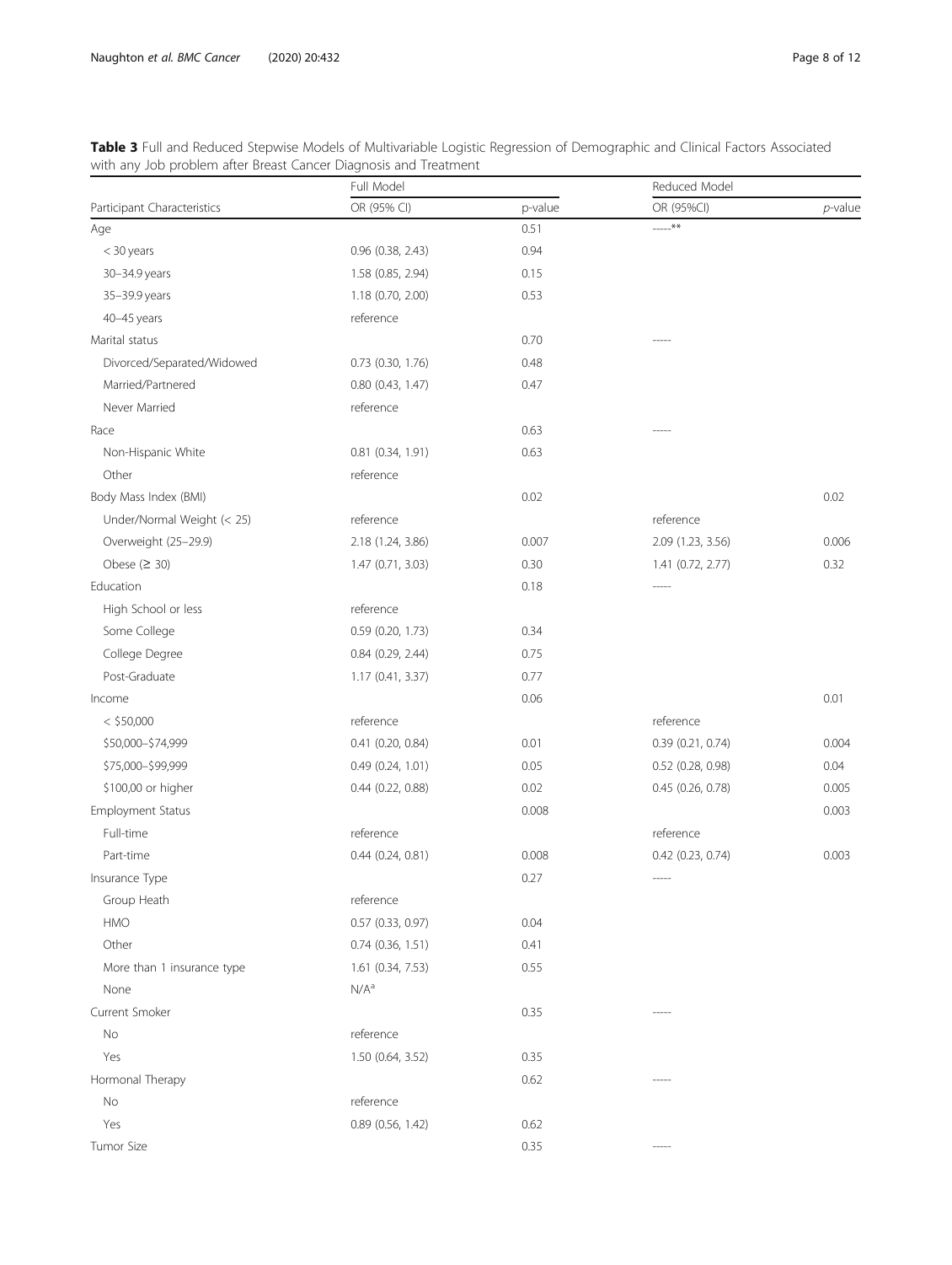**Table 3** Full and Reduced Stepwise Models of Multivariable Logistic Regression of Demographic and Clinical Factors Associated with any Job problem after Breast Cancer Diagnosis and Treatment

| | Full Model | | Reduced Model | |
|---|---|---|---|---|
| Participant Characteristics | OR (95% CI) | p-value | OR (95%CI) | *p*-value |
| Age | | 0.51 | -----** | |
| < 30 years | 0.96 (0.38, 2.43) | 0.94 | | |
| 30–34.9 years | 1.58 (0.85, 2.94) | 0.15 | | |
| 35–39.9 years | 1.18 (0.70, 2.00) | 0.53 | | |
| 40–45 years | reference | | | |
| Marital status | | 0.70 | ----- | |
| Divorced/Separated/Widowed | 0.73 (0.30, 1.76) | 0.48 | | |
| Married/Partnered | 0.80 (0.43, 1.47) | 0.47 | | |
| Never Married | reference | | | |
| Race | | 0.63 | ----- | |
| Non-Hispanic White | 0.81 (0.34, 1.91) | 0.63 | | |
| Other | reference | | | |
| Body Mass Index (BMI) | | 0.02 | | 0.02 |
| Under/Normal Weight (< 25) | reference | | reference | |
| Overweight (25–29.9) | 2.18 (1.24, 3.86) | 0.007 | 2.09 (1.23, 3.56) | 0.006 |
| Obese (≥ 30) | 1.47 (0.71, 3.03) | 0.30 | 1.41 (0.72, 2.77) | 0.32 |
| Education | | 0.18 | ----- | |
| High School or less | reference | | | |
| Some College | 0.59 (0.20, 1.73) | 0.34 | | |
| College Degree | 0.84 (0.29, 2.44) | 0.75 | | |
| Post-Graduate | 1.17 (0.41, 3.37) | 0.77 | | |
| Income | | 0.06 | | 0.01 |
| < $50,000 | reference | | reference | |
| $50,000–$74,999 | 0.41 (0.20, 0.84) | 0.01 | 0.39 (0.21, 0.74) | 0.004 |
| $75,000–$99,999 | 0.49 (0.24, 1.01) | 0.05 | 0.52 (0.28, 0.98) | 0.04 |
| $100,00 or higher | 0.44 (0.22, 0.88) | 0.02 | 0.45 (0.26, 0.78) | 0.005 |
| Employment Status | | 0.008 | | 0.003 |
| Full-time | reference | | reference | |
| Part-time | 0.44 (0.24, 0.81) | 0.008 | 0.42 (0.23, 0.74) | 0.003 |
| Insurance Type | | 0.27 | ----- | |
| Group Heath | reference | | | |
| HMO | 0.57 (0.33, 0.97) | 0.04 | | |
| Other | 0.74 (0.36, 1.51) | 0.41 | | |
| More than 1 insurance type | 1.61 (0.34, 7.53) | 0.55 | | |
| None | N/A[a] | | | |
| Current Smoker | | 0.35 | ----- | |
| No | reference | | | |
| Yes | 1.50 (0.64, 3.52) | 0.35 | | |
| Hormonal Therapy | | 0.62 | ----- | |
| No | reference | | | |
| Yes | 0.89 (0.56, 1.42) | 0.62 | | |
| Tumor Size | | 0.35 | ----- | |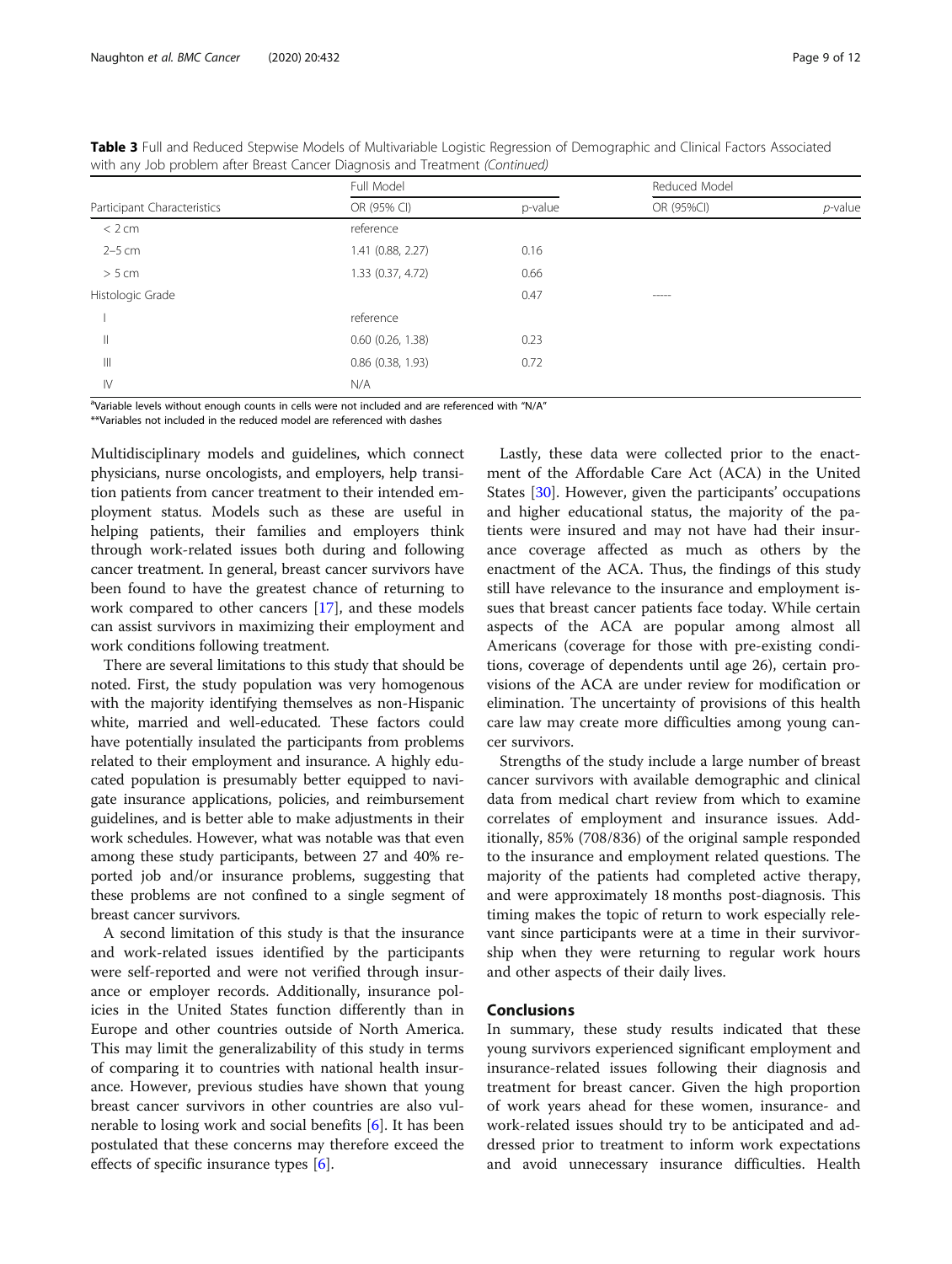**Table 3** Full and Reduced Stepwise Models of Multivariable Logistic Regression of Demographic and Clinical Factors Associated with any Job problem after Breast Cancer Diagnosis and Treatment *(Continued)*

| | Full Model | | Reduced Model | |
|---|---|---|---|---|
| Participant Characteristics | OR (95% CI) | p-value | OR (95%CI) | *p*-value |
| < 2 cm | reference | | | |
| 2–5 cm | 1.41 (0.88, 2.27) | 0.16 | | |
| > 5 cm | 1.33 (0.37, 4.72) | 0.66 | | |
| Histologic Grade | | 0.47 | ----- | |
| I | reference | | | |
| II | 0.60 (0.26, 1.38) | 0.23 | | |
| III | 0.86 (0.38, 1.93) | 0.72 | | |
| IV | N/A | | | |

[a]Variable levels without enough counts in cells were not included and are referenced with "N/A"

**Variables not included in the reduced model are referenced with dashes

Multidisciplinary models and guidelines, which connect physicians, nurse oncologists, and employers, help transition patients from cancer treatment to their intended employment status. Models such as these are useful in helping patients, their families and employers think through work-related issues both during and following cancer treatment. In general, breast cancer survivors have been found to have the greatest chance of returning to work compared to other cancers [17], and these models can assist survivors in maximizing their employment and work conditions following treatment.

There are several limitations to this study that should be noted. First, the study population was very homogenous with the majority identifying themselves as non-Hispanic white, married and well-educated. These factors could have potentially insulated the participants from problems related to their employment and insurance. A highly educated population is presumably better equipped to navigate insurance applications, policies, and reimbursement guidelines, and is better able to make adjustments in their work schedules. However, what was notable was that even among these study participants, between 27 and 40% reported job and/or insurance problems, suggesting that these problems are not confined to a single segment of breast cancer survivors.

A second limitation of this study is that the insurance and work-related issues identified by the participants were self-reported and were not verified through insurance or employer records. Additionally, insurance policies in the United States function differently than in Europe and other countries outside of North America. This may limit the generalizability of this study in terms of comparing it to countries with national health insurance. However, previous studies have shown that young breast cancer survivors in other countries are also vulnerable to losing work and social benefits [6]. It has been postulated that these concerns may therefore exceed the effects of specific insurance types [6].

Lastly, these data were collected prior to the enactment of the Affordable Care Act (ACA) in the United States [30]. However, given the participants' occupations and higher educational status, the majority of the patients were insured and may not have had their insurance coverage affected as much as others by the enactment of the ACA. Thus, the findings of this study still have relevance to the insurance and employment issues that breast cancer patients face today. While certain aspects of the ACA are popular among almost all Americans (coverage for those with pre-existing conditions, coverage of dependents until age 26), certain provisions of the ACA are under review for modification or elimination. The uncertainty of provisions of this health care law may create more difficulties among young cancer survivors.

Strengths of the study include a large number of breast cancer survivors with available demographic and clinical data from medical chart review from which to examine correlates of employment and insurance issues. Additionally, 85% (708/836) of the original sample responded to the insurance and employment related questions. The majority of the patients had completed active therapy, and were approximately 18 months post-diagnosis. This timing makes the topic of return to work especially relevant since participants were at a time in their survivorship when they were returning to regular work hours and other aspects of their daily lives.

## Conclusions

In summary, these study results indicated that these young survivors experienced significant employment and insurance-related issues following their diagnosis and treatment for breast cancer. Given the high proportion of work years ahead for these women, insurance- and work-related issues should try to be anticipated and addressed prior to treatment to inform work expectations and avoid unnecessary insurance difficulties. Health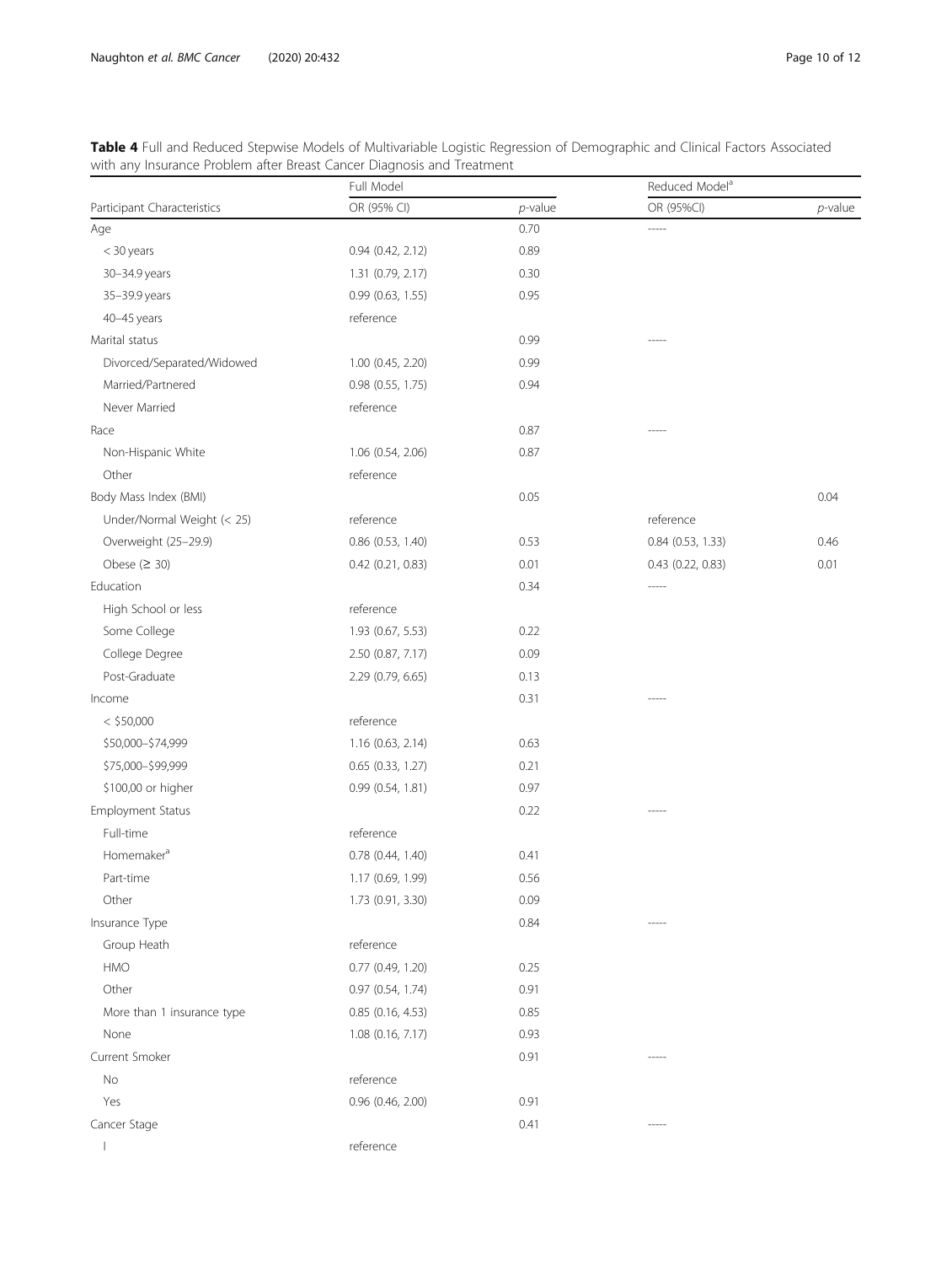**Table 4** Full and Reduced Stepwise Models of Multivariable Logistic Regression of Demographic and Clinical Factors Associated with any Insurance Problem after Breast Cancer Diagnosis and Treatment

| | Full Model | | Reduced Model[a] | |
|---|---|---|---|---|
| Participant Characteristics | OR (95% CI) | *p*-value | OR (95%CI) | *p*-value |
| Age | | 0.70 | ----- | |
| < 30 years | 0.94 (0.42, 2.12) | 0.89 | | |
| 30–34.9 years | 1.31 (0.79, 2.17) | 0.30 | | |
| 35–39.9 years | 0.99 (0.63, 1.55) | 0.95 | | |
| 40–45 years | reference | | | |
| Marital status | | 0.99 | ----- | |
| Divorced/Separated/Widowed | 1.00 (0.45, 2.20) | 0.99 | | |
| Married/Partnered | 0.98 (0.55, 1.75) | 0.94 | | |
| Never Married | reference | | | |
| Race | | 0.87 | ----- | |
| Non-Hispanic White | 1.06 (0.54, 2.06) | 0.87 | | |
| Other | reference | | | |
| Body Mass Index (BMI) | | 0.05 | | 0.04 |
| Under/Normal Weight (< 25) | reference | | reference | |
| Overweight (25–29.9) | 0.86 (0.53, 1.40) | 0.53 | 0.84 (0.53, 1.33) | 0.46 |
| Obese (≥ 30) | 0.42 (0.21, 0.83) | 0.01 | 0.43 (0.22, 0.83) | 0.01 |
| Education | | 0.34 | ----- | |
| High School or less | reference | | | |
| Some College | 1.93 (0.67, 5.53) | 0.22 | | |
| College Degree | 2.50 (0.87, 7.17) | 0.09 | | |
| Post-Graduate | 2.29 (0.79, 6.65) | 0.13 | | |
| Income | | 0.31 | ----- | |
| < $50,000 | reference | | | |
| $50,000–$74,999 | 1.16 (0.63, 2.14) | 0.63 | | |
| $75,000–$99,999 | 0.65 (0.33, 1.27) | 0.21 | | |
| $100,00 or higher | 0.99 (0.54, 1.81) | 0.97 | | |
| Employment Status | | 0.22 | ----- | |
| Full-time | reference | | | |
| Homemaker[a] | 0.78 (0.44, 1.40) | 0.41 | | |
| Part-time | 1.17 (0.69, 1.99) | 0.56 | | |
| Other | 1.73 (0.91, 3.30) | 0.09 | | |
| Insurance Type | | 0.84 | ----- | |
| Group Heath | reference | | | |
| HMO | 0.77 (0.49, 1.20) | 0.25 | | |
| Other | 0.97 (0.54, 1.74) | 0.91 | | |
| More than 1 insurance type | 0.85 (0.16, 4.53) | 0.85 | | |
| None | 1.08 (0.16, 7.17) | 0.93 | | |
| Current Smoker | | 0.91 | ----- | |
| No | reference | | | |
| Yes | 0.96 (0.46, 2.00) | 0.91 | | |
| Cancer Stage | | 0.41 | ----- | |
| I | reference | | | |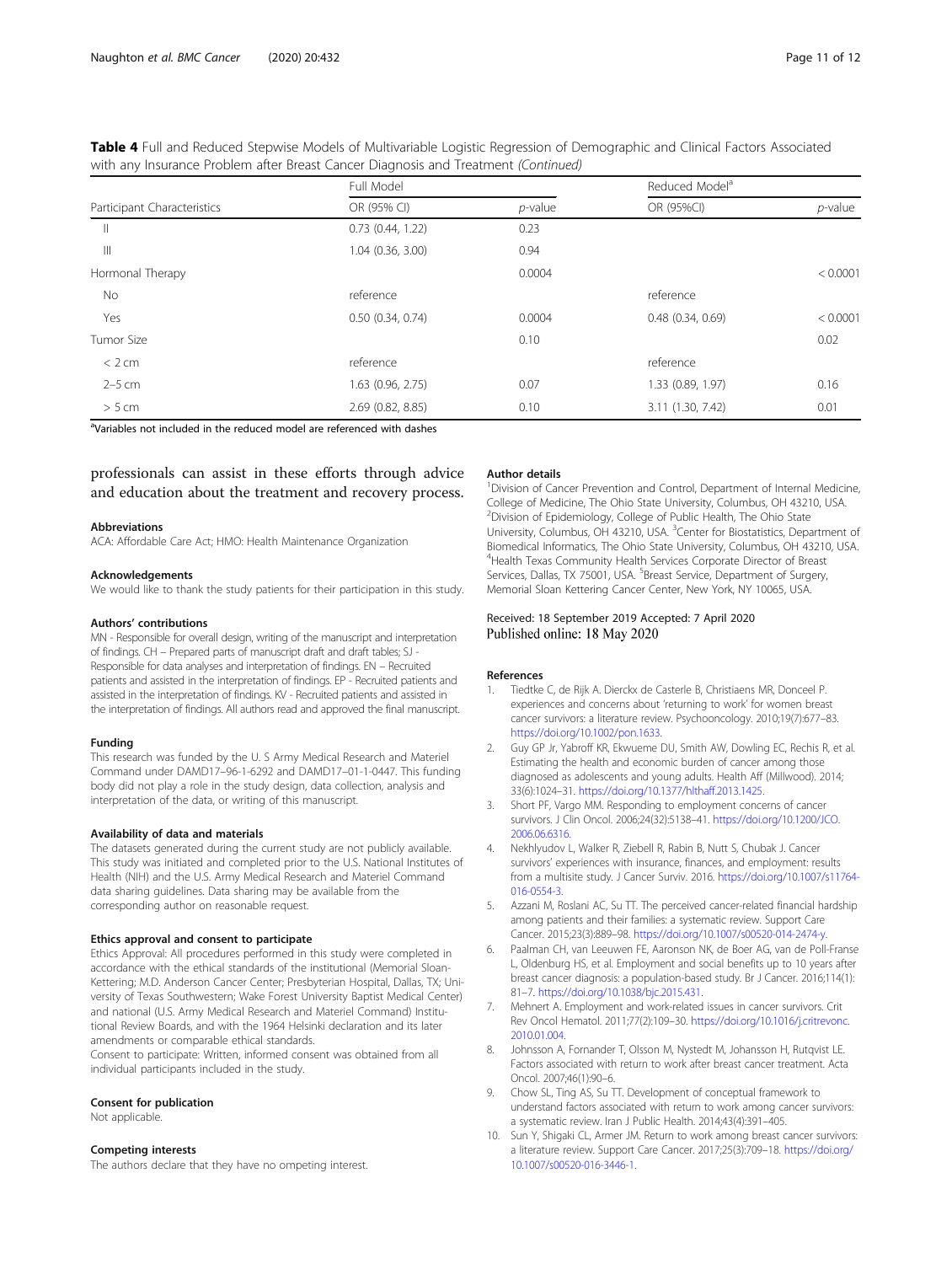**Table 4** Full and Reduced Stepwise Models of Multivariable Logistic Regression of Demographic and Clinical Factors Associated with any Insurance Problem after Breast Cancer Diagnosis and Treatment *(Continued)*

| | Full Model | | Reduced Model[a] | |
|---|---|---|---|---|
| Participant Characteristics | OR (95% CI) | *p*-value | OR (95%CI) | *p*-value |
| II | 0.73 (0.44, 1.22) | 0.23 | | |
| III | 1.04 (0.36, 3.00) | 0.94 | | |
| Hormonal Therapy | | 0.0004 | | < 0.0001 |
| No | reference | | reference | |
| Yes | 0.50 (0.34, 0.74) | 0.0004 | 0.48 (0.34, 0.69) | < 0.0001 |
| Tumor Size | | 0.10 | | 0.02 |
| < 2 cm | reference | | reference | |
| 2–5 cm | 1.63 (0.96, 2.75) | 0.07 | 1.33 (0.89, 1.97) | 0.16 |
| > 5 cm | 2.69 (0.82, 8.85) | 0.10 | 3.11 (1.30, 7.42) | 0.01 |

[a]Variables not included in the reduced model are referenced with dashes

professionals can assist in these efforts through advice and education about the treatment and recovery process.

### Abbreviations
ACA: Affordable Care Act; HMO: Health Maintenance Organization

### Acknowledgements
We would like to thank the study patients for their participation in this study.

### Authors' contributions
MN - Responsible for overall design, writing of the manuscript and interpretation of findings. CH – Prepared parts of manuscript draft and draft tables; SJ - Responsible for data analyses and interpretation of findings. EN – Recruited patients and assisted in the interpretation of findings. EP - Recruited patients and assisted in the interpretation of findings. KV - Recruited patients and assisted in the interpretation of findings. All authors read and approved the final manuscript.

### Funding
This research was funded by the U. S Army Medical Research and Materiel Command under DAMD17–96-1-6292 and DAMD17–01-1-0447. This funding body did not play a role in the study design, data collection, analysis and interpretation of the data, or writing of this manuscript.

### Availability of data and materials
The datasets generated during the current study are not publicly available. This study was initiated and completed prior to the U.S. National Institutes of Health (NIH) and the U.S. Army Medical Research and Materiel Command data sharing guidelines. Data sharing may be available from the corresponding author on reasonable request.

### Ethics approval and consent to participate
Ethics Approval: All procedures performed in this study were completed in accordance with the ethical standards of the institutional (Memorial Sloan-Kettering; M.D. Anderson Cancer Center; Presbyterian Hospital, Dallas, TX; University of Texas Southwestern; Wake Forest University Baptist Medical Center) and national (U.S. Army Medical Research and Materiel Command) Institutional Review Boards, and with the 1964 Helsinki declaration and its later amendments or comparable ethical standards.
Consent to participate: Written, informed consent was obtained from all individual participants included in the study.

### Consent for publication
Not applicable.

### Competing interests
The authors declare that they have no ompeting interest.

### Author details
[1]Division of Cancer Prevention and Control, Department of Internal Medicine, College of Medicine, The Ohio State University, Columbus, OH 43210, USA. [2]Division of Epidemiology, College of Public Health, The Ohio State University, Columbus, OH 43210, USA. [3]Center for Biostatistics, Department of Biomedical Informatics, The Ohio State University, Columbus, OH 43210, USA. [4]Health Texas Community Health Services Corporate Director of Breast Services, Dallas, TX 75001, USA. [5]Breast Service, Department of Surgery, Memorial Sloan Kettering Cancer Center, New York, NY 10065, USA.

Received: 18 September 2019 Accepted: 7 April 2020
Published online: 18 May 2020

### References
1. Tiedtke C, de Rijk A. Dierckx de Casterle B, Christiaens MR, Donceel P. experiences and concerns about 'returning to work' for women breast cancer survivors: a literature review. Psychooncology. 2010;19(7):677–83. https://doi.org/10.1002/pon.1633.
2. Guy GP Jr, Yabroff KR, Ekwueme DU, Smith AW, Dowling EC, Rechis R, et al. Estimating the health and economic burden of cancer among those diagnosed as adolescents and young adults. Health Aff (Millwood). 2014; 33(6):1024–31. https://doi.org/10.1377/hlthaff.2013.1425.
3. Short PF, Vargo MM. Responding to employment concerns of cancer survivors. J Clin Oncol. 2006;24(32):5138–41. https://doi.org/10.1200/JCO.2006.06.6316.
4. Nekhlyudov L, Walker R, Ziebell R, Rabin B, Nutt S, Chubak J. Cancer survivors' experiences with insurance, finances, and employment: results from a multisite study. J Cancer Surviv. 2016. https://doi.org/10.1007/s11764-016-0554-3.
5. Azzani M, Roslani AC, Su TT. The perceived cancer-related financial hardship among patients and their families: a systematic review. Support Care Cancer. 2015;23(3):889–98. https://doi.org/10.1007/s00520-014-2474-y.
6. Paalman CH, van Leeuwen FE, Aaronson NK, de Boer AG, van de Poll-Franse L, Oldenburg HS, et al. Employment and social benefits up to 10 years after breast cancer diagnosis: a population-based study. Br J Cancer. 2016;114(1): 81–7. https://doi.org/10.1038/bjc.2015.431.
7. Mehnert A. Employment and work-related issues in cancer survivors. Crit Rev Oncol Hematol. 2011;77(2):109–30. https://doi.org/10.1016/j.critrevonc.2010.01.004.
8. Johnsson A, Fornander T, Olsson M, Nystedt M, Johansson H, Rutqvist LE. Factors associated with return to work after breast cancer treatment. Acta Oncol. 2007;46(1):90–6.
9. Chow SL, Ting AS, Su TT. Development of conceptual framework to understand factors associated with return to work among cancer survivors: a systematic review. Iran J Public Health. 2014;43(4):391–405.
10. Sun Y, Shigaki CL, Armer JM. Return to work among breast cancer survivors: a literature review. Support Care Cancer. 2017;25(3):709–18. https://doi.org/10.1007/s00520-016-3446-1.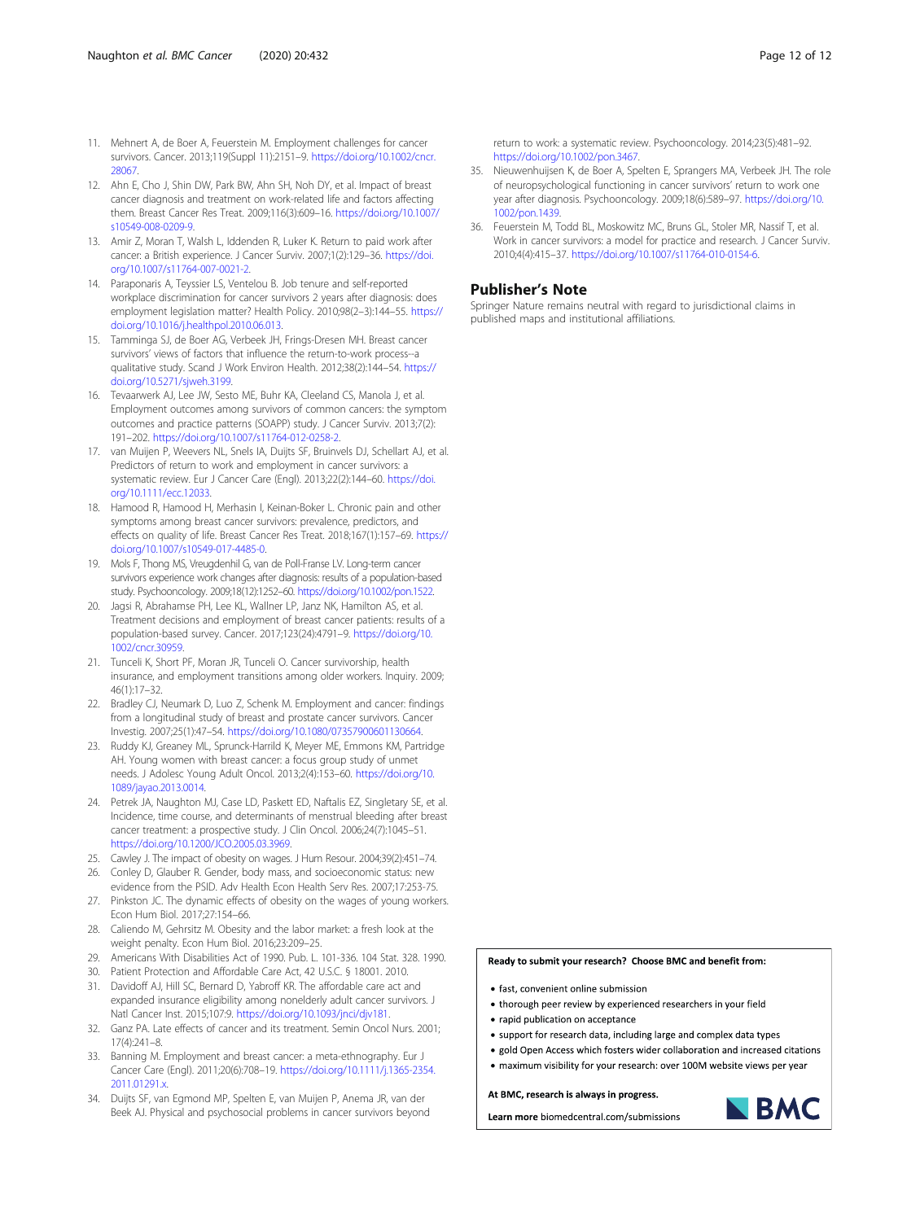11. Mehnert A, de Boer A, Feuerstein M. Employment challenges for cancer survivors. Cancer. 2013;119(Suppl 11):2151–9. https://doi.org/10.1002/cncr.28067.
12. Ahn E, Cho J, Shin DW, Park BW, Ahn SH, Noh DY, et al. Impact of breast cancer diagnosis and treatment on work-related life and factors affecting them. Breast Cancer Res Treat. 2009;116(3):609–16. https://doi.org/10.1007/s10549-008-0209-9.
13. Amir Z, Moran T, Walsh L, Iddenden R, Luker K. Return to paid work after cancer: a British experience. J Cancer Surviv. 2007;1(2):129–36. https://doi.org/10.1007/s11764-007-0021-2.
14. Paraponaris A, Teyssier LS, Ventelou B. Job tenure and self-reported workplace discrimination for cancer survivors 2 years after diagnosis: does employment legislation matter? Health Policy. 2010;98(2–3):144–55. https://doi.org/10.1016/j.healthpol.2010.06.013.
15. Tamminga SJ, de Boer AG, Verbeek JH, Frings-Dresen MH. Breast cancer survivors' views of factors that influence the return-to-work process--a qualitative study. Scand J Work Environ Health. 2012;38(2):144–54. https://doi.org/10.5271/sjweh.3199.
16. Tevaarwerk AJ, Lee JW, Sesto ME, Buhr KA, Cleeland CS, Manola J, et al. Employment outcomes among survivors of common cancers: the symptom outcomes and practice patterns (SOAPP) study. J Cancer Surviv. 2013;7(2):191–202. https://doi.org/10.1007/s11764-012-0258-2.
17. van Muijen P, Weevers NL, Snels IA, Duijts SF, Bruinvels DJ, Schellart AJ, et al. Predictors of return to work and employment in cancer survivors: a systematic review. Eur J Cancer Care (Engl). 2013;22(2):144–60. https://doi.org/10.1111/ecc.12033.
18. Hamood R, Hamood H, Merhasin I, Keinan-Boker L. Chronic pain and other symptoms among breast cancer survivors: prevalence, predictors, and effects on quality of life. Breast Cancer Res Treat. 2018;167(1):157–69. https://doi.org/10.1007/s10549-017-4485-0.
19. Mols F, Thong MS, Vreugdenhil G, van de Poll-Franse LV. Long-term cancer survivors experience work changes after diagnosis: results of a population-based study. Psychooncology. 2009;18(12):1252–60. https://doi.org/10.1002/pon.1522.
20. Jagsi R, Abrahamse PH, Lee KL, Wallner LP, Janz NK, Hamilton AS, et al. Treatment decisions and employment of breast cancer patients: results of a population-based survey. Cancer. 2017;123(24):4791–9. https://doi.org/10.1002/cncr.30959.
21. Tunceli K, Short PF, Moran JR, Tunceli O. Cancer survivorship, health insurance, and employment transitions among older workers. Inquiry. 2009;46(1):17–32.
22. Bradley CJ, Neumark D, Luo Z, Schenk M. Employment and cancer: findings from a longitudinal study of breast and prostate cancer survivors. Cancer Investig. 2007;25(1):47–54. https://doi.org/10.1080/07357900601130664.
23. Ruddy KJ, Greaney ML, Sprunck-Harrild K, Meyer ME, Emmons KM, Partridge AH. Young women with breast cancer: a focus group study of unmet needs. J Adolesc Young Adult Oncol. 2013;2(4):153–60. https://doi.org/10.1089/jayao.2013.0014.
24. Petrek JA, Naughton MJ, Case LD, Paskett ED, Naftalis EZ, Singletary SE, et al. Incidence, time course, and determinants of menstrual bleeding after breast cancer treatment: a prospective study. J Clin Oncol. 2006;24(7):1045–51. https://doi.org/10.1200/JCO.2005.03.3969.
25. Cawley J. The impact of obesity on wages. J Hum Resour. 2004;39(2):451–74.
26. Conley D, Glauber R. Gender, body mass, and socioeconomic status: new evidence from the PSID. Adv Health Econ Health Serv Res. 2007;17:253-75.
27. Pinkston JC. The dynamic effects of obesity on the wages of young workers. Econ Hum Biol. 2017;27:154–66.
28. Caliendo M, Gehrsitz M. Obesity and the labor market: a fresh look at the weight penalty. Econ Hum Biol. 2016;23:209–25.
29. Americans With Disabilities Act of 1990. Pub. L. 101-336. 104 Stat. 328. 1990.
30. Patient Protection and Affordable Care Act, 42 U.S.C. § 18001. 2010.
31. Davidoff AJ, Hill SC, Bernard D, Yabroff KR. The affordable care act and expanded insurance eligibility among nonelderly adult cancer survivors. J Natl Cancer Inst. 2015;107:9. https://doi.org/10.1093/jnci/djv181.
32. Ganz PA. Late effects of cancer and its treatment. Semin Oncol Nurs. 2001;17(4):241–8.
33. Banning M. Employment and breast cancer: a meta-ethnography. Eur J Cancer Care (Engl). 2011;20(6):708–19. https://doi.org/10.1111/j.1365-2354.2011.01291.x.
34. Duijts SF, van Egmond MP, Spelten E, van Muijen P, Anema JR, van der Beek AJ. Physical and psychosocial problems in cancer survivors beyond return to work: a systematic review. Psychooncology. 2014;23(5):481–92. https://doi.org/10.1002/pon.3467.
35. Nieuwenhuijsen K, de Boer A, Spelten E, Sprangers MA, Verbeek JH. The role of neuropsychological functioning in cancer survivors' return to work one year after diagnosis. Psychooncology. 2009;18(6):589–97. https://doi.org/10.1002/pon.1439.
36. Feuerstein M, Todd BL, Moskowitz MC, Bruns GL, Stoler MR, Nassif T, et al. Work in cancer survivors: a model for practice and research. J Cancer Surviv. 2010;4(4):415–37. https://doi.org/10.1007/s11764-010-0154-6.

## Publisher's Note

Springer Nature remains neutral with regard to jurisdictional claims in published maps and institutional affiliations.

**Ready to submit your research? Choose BMC and benefit from:**

- fast, convenient online submission
- thorough peer review by experienced researchers in your field
- rapid publication on acceptance
- support for research data, including large and complex data types
- gold Open Access which fosters wider collaboration and increased citations
- maximum visibility for your research: over 100M website views per year

**At BMC, research is always in progress.**

**Learn more** biomedcentral.com/submissions

BMC